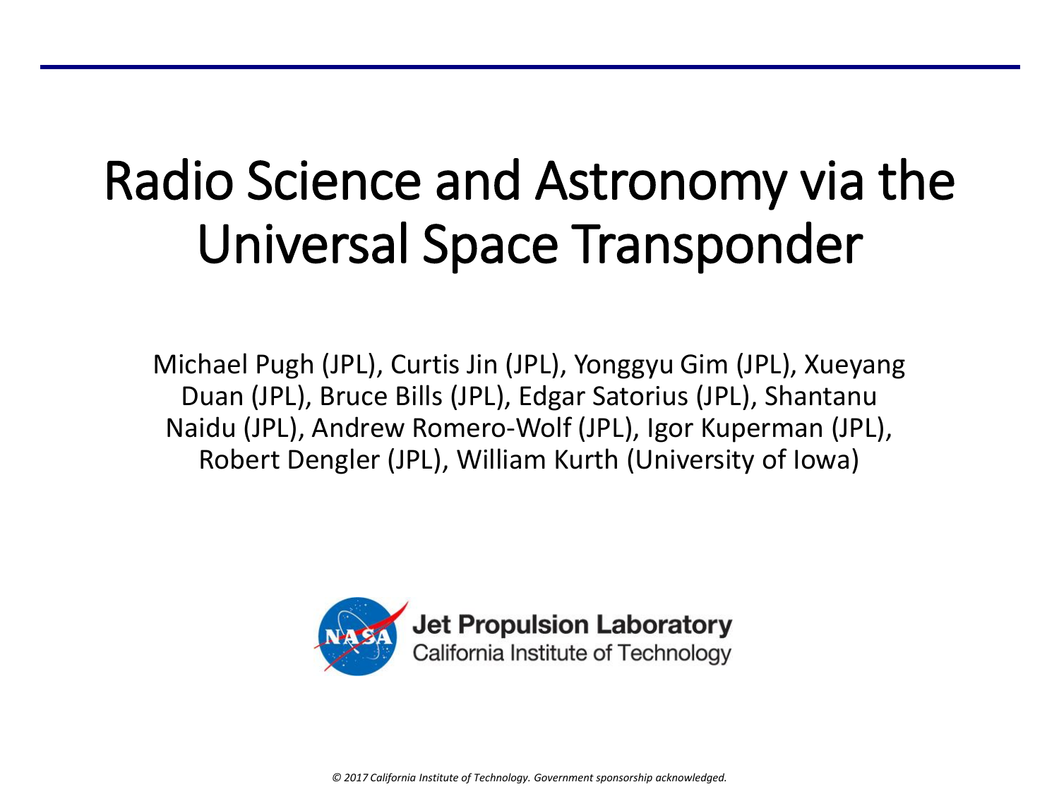# Radio Science and Astronomy via the Universal Space Transponder

Michael Pugh (JPL), Curtis Jin (JPL), Yonggyu Gim (JPL), Xueyang Duan (JPL), Bruce Bills (JPL), Edgar Satorius (JPL), Shantanu Naidu (JPL), Andrew Romero-Wolf (JPL), Igor Kuperman (JPL), Robert Dengler (JPL), William Kurth (University of Iowa)

**Jet Propulsion Laboratory**
California Institute of Technology

*© 2017 California Institute of Technology. Government sponsorship acknowledged.*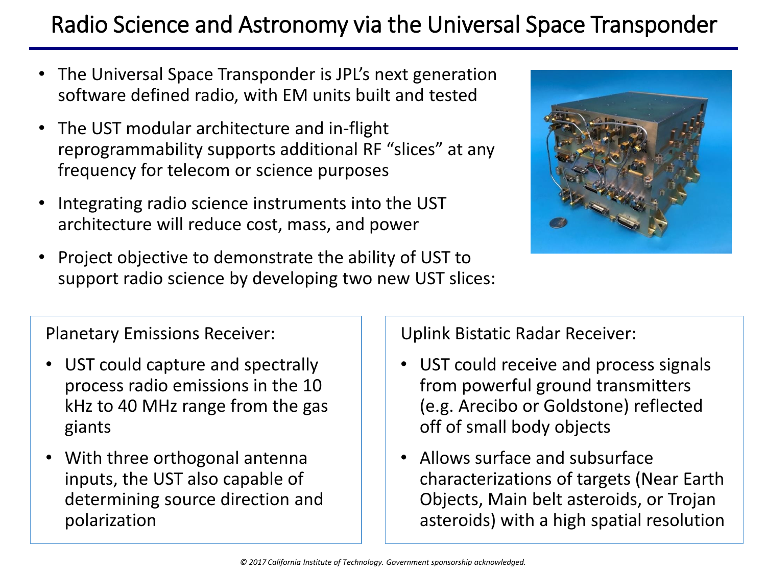# Radio Science and Astronomy via the Universal Space Transponder

- The Universal Space Transponder is JPL's next generation software defined radio, with EM units built and tested
- The UST modular architecture and in-flight reprogrammability supports additional RF "slices" at any frequency for telecom or science purposes
- Integrating radio science instruments into the UST architecture will reduce cost, mass, and power
- Project objective to demonstrate the ability of UST to support radio science by developing two new UST slices:

Planetary Emissions Receiver:

- UST could capture and spectrally process radio emissions in the 10 kHz to 40 MHz range from the gas giants
- With three orthogonal antenna inputs, the UST also capable of determining source direction and polarization

Uplink Bistatic Radar Receiver:

- UST could receive and process signals from powerful ground transmitters (e.g. Arecibo or Goldstone) reflected off of small body objects
- Allows surface and subsurface characterizations of targets (Near Earth Objects, Main belt asteroids, or Trojan asteroids) with a high spatial resolution

*© 2017 California Institute of Technology. Government sponsorship acknowledged.*